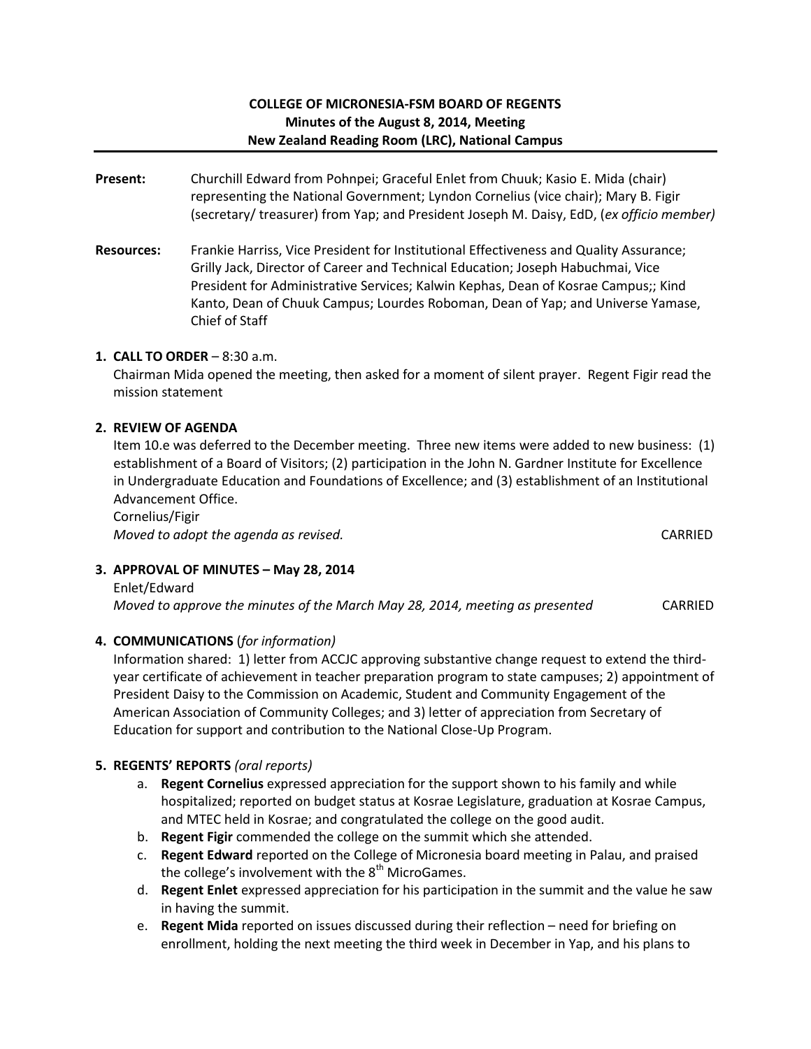**COLLEGE OF MICRONESIA-FSM BOARD OF REGENTS**
**Minutes of the August 8, 2014, Meeting**
**New Zealand Reading Room (LRC), National Campus**

---

**Present:** Churchill Edward from Pohnpei; Graceful Enlet from Chuuk; Kasio E. Mida (chair) representing the National Government; Lyndon Cornelius (vice chair); Mary B. Figir (secretary/ treasurer) from Yap; and President Joseph M. Daisy, EdD, (*ex officio member)*

**Resources:** Frankie Harriss, Vice President for Institutional Effectiveness and Quality Assurance; Grilly Jack, Director of Career and Technical Education; Joseph Habuchmai, Vice President for Administrative Services; Kalwin Kephas, Dean of Kosrae Campus;; Kind Kanto, Dean of Chuuk Campus; Lourdes Roboman, Dean of Yap; and Universe Yamase, Chief of Staff

**1. CALL TO ORDER** – 8:30 a.m.

Chairman Mida opened the meeting, then asked for a moment of silent prayer. Regent Figir read the mission statement

**2. REVIEW OF AGENDA**

Item 10.e was deferred to the December meeting. Three new items were added to new business: (1) establishment of a Board of Visitors; (2) participation in the John N. Gardner Institute for Excellence in Undergraduate Education and Foundations of Excellence; and (3) establishment of an Institutional Advancement Office.

Cornelius/Figir

*Moved to adopt the agenda as revised.* CARRIED

**3. APPROVAL OF MINUTES – May 28, 2014**

Enlet/Edward

*Moved to approve the minutes of the March May 28, 2014, meeting as presented* CARRIED

**4. COMMUNICATIONS** (*for information)*

Information shared: 1) letter from ACCJC approving substantive change request to extend the third-year certificate of achievement in teacher preparation program to state campuses; 2) appointment of President Daisy to the Commission on Academic, Student and Community Engagement of the American Association of Community Colleges; and 3) letter of appreciation from Secretary of Education for support and contribution to the National Close-Up Program.

**5. REGENTS' REPORTS** *(oral reports)*

a. **Regent Cornelius** expressed appreciation for the support shown to his family and while hospitalized; reported on budget status at Kosrae Legislature, graduation at Kosrae Campus, and MTEC held in Kosrae; and congratulated the college on the good audit.

b. **Regent Figir** commended the college on the summit which she attended.

c. **Regent Edward** reported on the College of Micronesia board meeting in Palau, and praised the college's involvement with the 8th MicroGames.

d. **Regent Enlet** expressed appreciation for his participation in the summit and the value he saw in having the summit.

e. **Regent Mida** reported on issues discussed during their reflection – need for briefing on enrollment, holding the next meeting the third week in December in Yap, and his plans to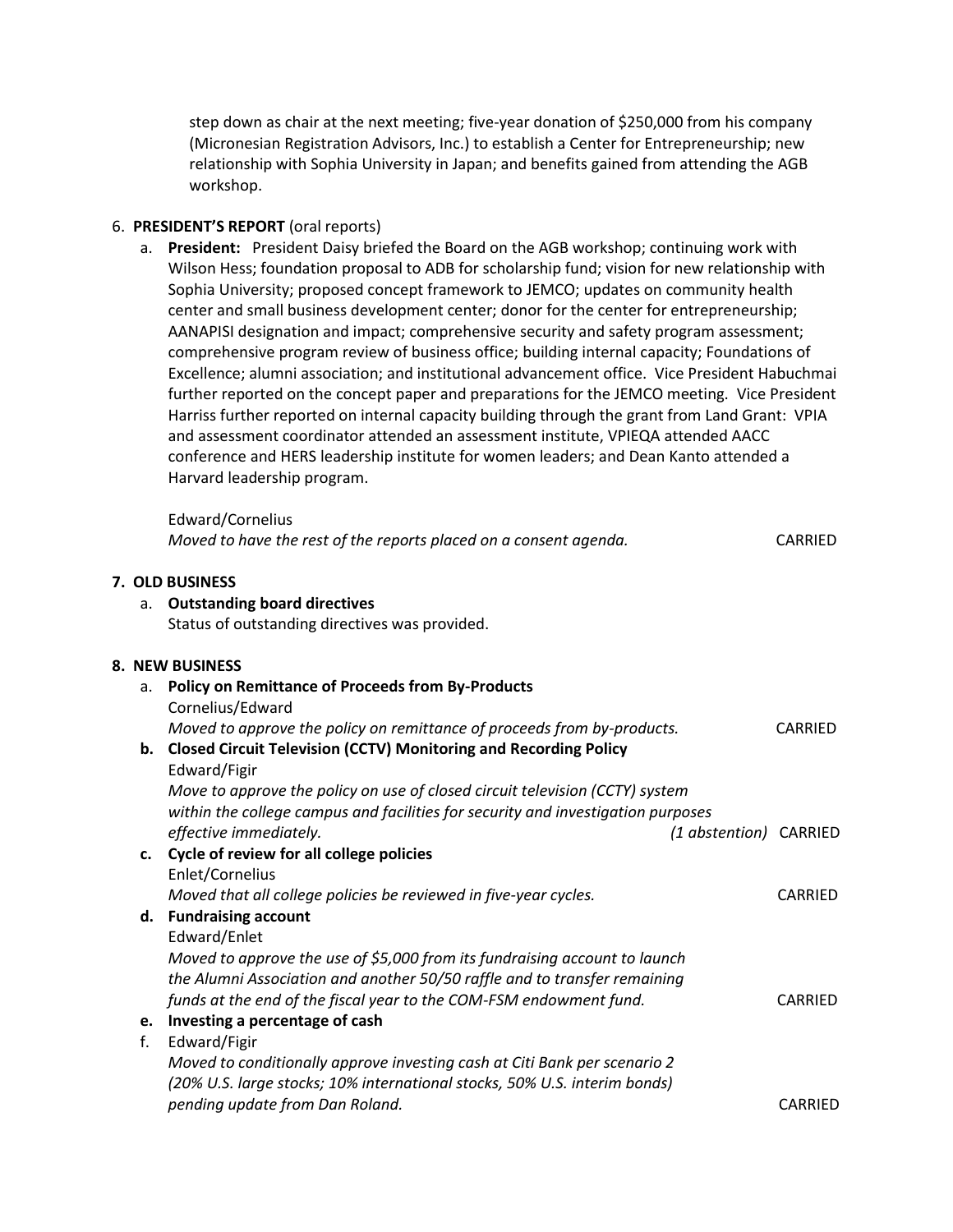step down as chair at the next meeting; five-year donation of $250,000 from his company (Micronesian Registration Advisors, Inc.) to establish a Center for Entrepreneurship; new relationship with Sophia University in Japan; and benefits gained from attending the AGB workshop.

6. **PRESIDENT'S REPORT** (oral reports)

   a. **President:** President Daisy briefed the Board on the AGB workshop; continuing work with Wilson Hess; foundation proposal to ADB for scholarship fund; vision for new relationship with Sophia University; proposed concept framework to JEMCO; updates on community health center and small business development center; donor for the center for entrepreneurship; AANAPISI designation and impact; comprehensive security and safety program assessment; comprehensive program review of business office; building internal capacity; Foundations of Excellence; alumni association; and institutional advancement office. Vice President Habuchmai further reported on the concept paper and preparations for the JEMCO meeting. Vice President Harriss further reported on internal capacity building through the grant from Land Grant: VPIA and assessment coordinator attended an assessment institute, VPIEQA attended AACC conference and HERS leadership institute for women leaders; and Dean Kanto attended a Harvard leadership program.

   Edward/Cornelius
   *Moved to have the rest of the reports placed on a consent agenda.* CARRIED

**7. OLD BUSINESS**

   a. **Outstanding board directives**
   Status of outstanding directives was provided.

**8. NEW BUSINESS**

   a. **Policy on Remittance of Proceeds from By-Products**
   Cornelius/Edward
   *Moved to approve the policy on remittance of proceeds from by-products.* CARRIED

   **b. Closed Circuit Television (CCTV) Monitoring and Recording Policy**
   Edward/Figir
   *Move to approve the policy on use of closed circuit television (CCTY) system within the college campus and facilities for security and investigation purposes effective immediately.* *(1 abstention)* CARRIED

   **c. Cycle of review for all college policies**
   Enlet/Cornelius
   *Moved that all college policies be reviewed in five-year cycles.* CARRIED

   **d. Fundraising account**
   Edward/Enlet
   *Moved to approve the use of $5,000 from its fundraising account to launch the Alumni Association and another 50/50 raffle and to transfer remaining funds at the end of the fiscal year to the COM-FSM endowment fund.* CARRIED

   **e. Investing a percentage of cash**

   f. Edward/Figir
   *Moved to conditionally approve investing cash at Citi Bank per scenario 2 (20% U.S. large stocks; 10% international stocks, 50% U.S. interim bonds) pending update from Dan Roland.* CARRIED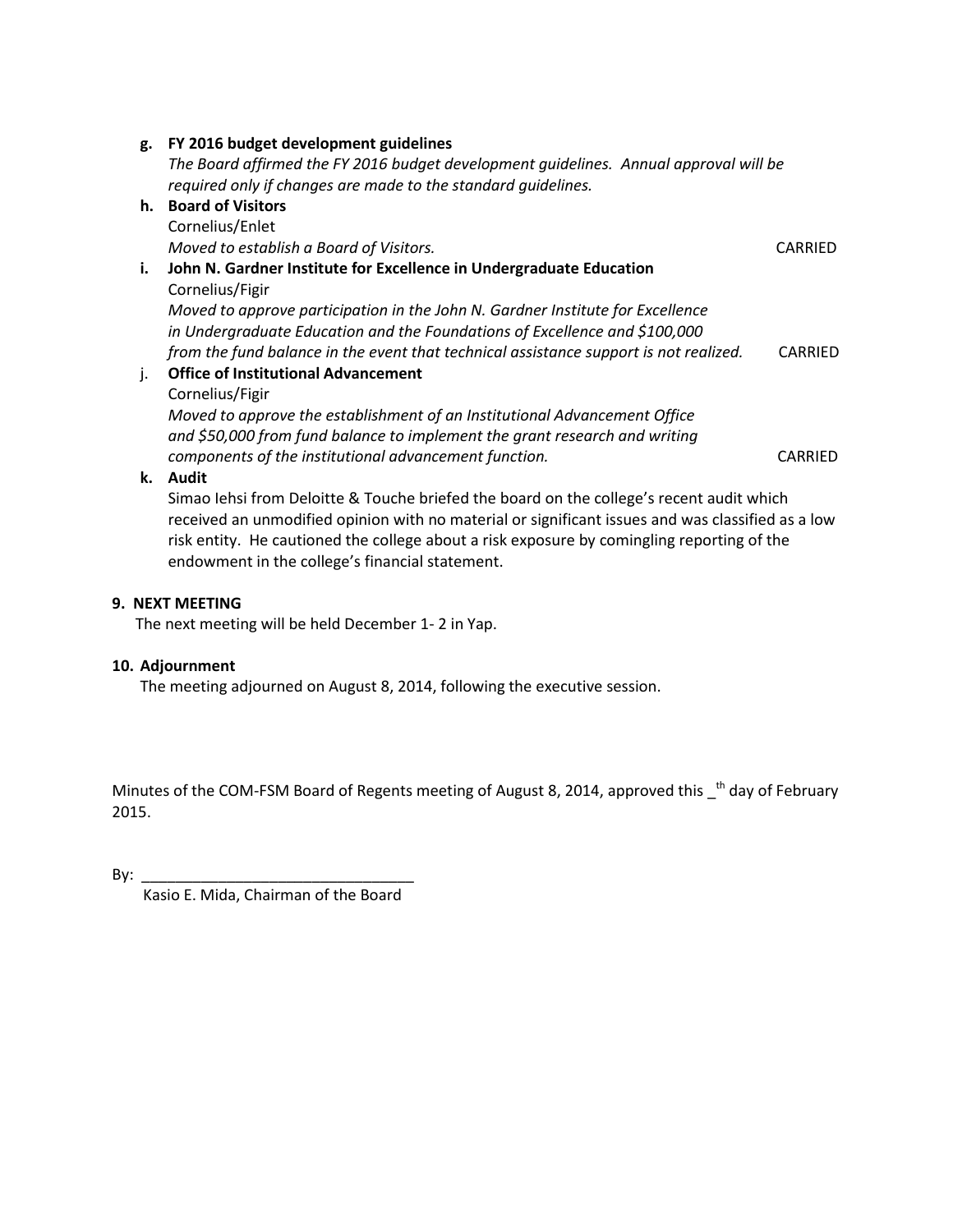**g. FY 2016 budget development guidelines**

*The Board affirmed the FY 2016 budget development guidelines. Annual approval will be required only if changes are made to the standard guidelines.*

**h. Board of Visitors**

Cornelius/Enlet

*Moved to establish a Board of Visitors.* CARRIED

**i. John N. Gardner Institute for Excellence in Undergraduate Education**

Cornelius/Figir

*Moved to approve participation in the John N. Gardner Institute for Excellence in Undergraduate Education and the Foundations of Excellence and $100,000 from the fund balance in the event that technical assistance support is not realized.* CARRIED

**j. Office of Institutional Advancement**

Cornelius/Figir

*Moved to approve the establishment of an Institutional Advancement Office and $50,000 from fund balance to implement the grant research and writing components of the institutional advancement function.* CARRIED

**k. Audit**

Simao Iehsi from Deloitte & Touche briefed the board on the college's recent audit which received an unmodified opinion with no material or significant issues and was classified as a low risk entity. He cautioned the college about a risk exposure by comingling reporting of the endowment in the college's financial statement.

**9. NEXT MEETING**

The next meeting will be held December 1- 2 in Yap.

**10. Adjournment**

The meeting adjourned on August 8, 2014, following the executive session.

Minutes of the COM-FSM Board of Regents meeting of August 8, 2014, approved this _th day of February 2015.

By: ________________________________

Kasio E. Mida, Chairman of the Board